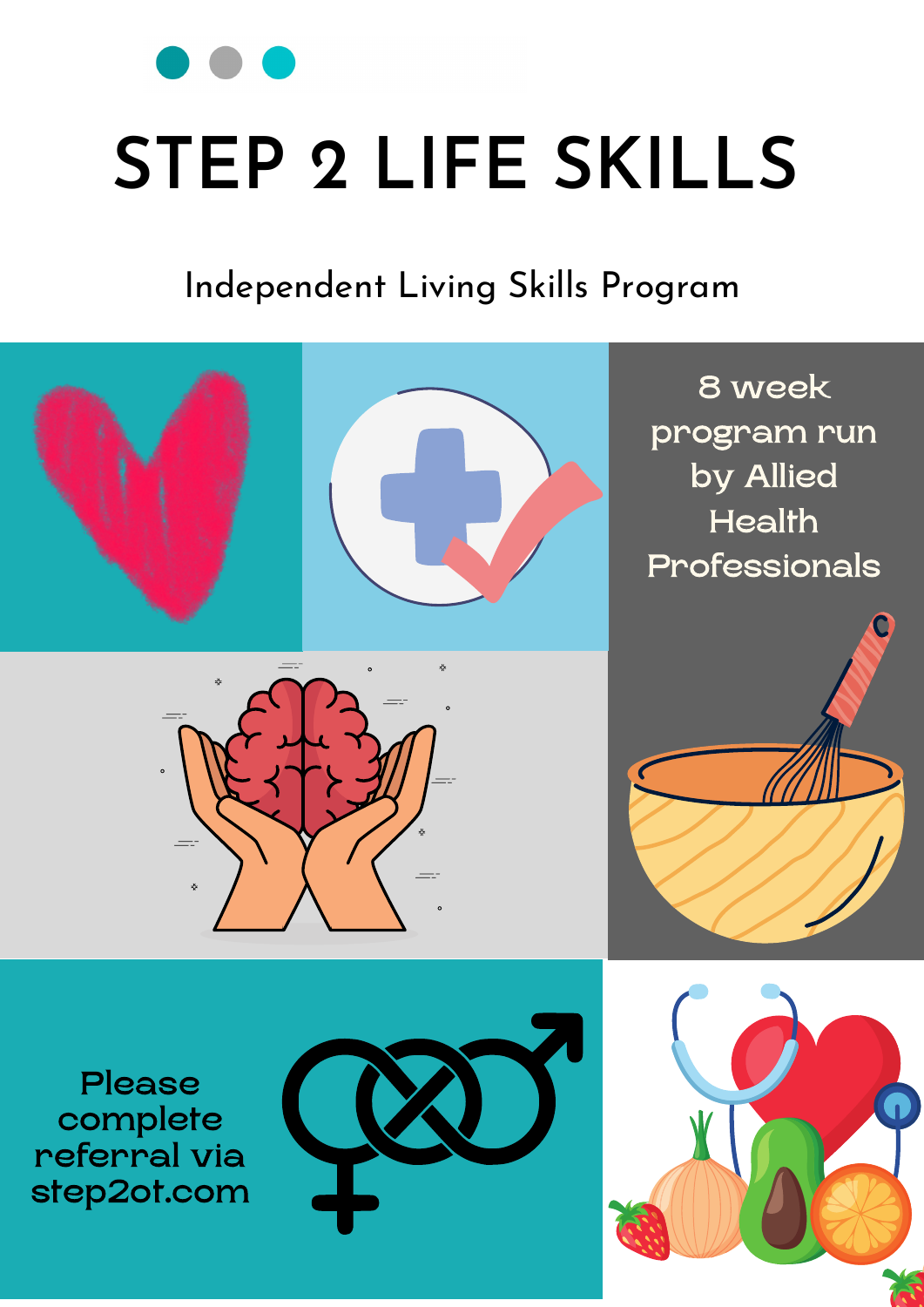# STEP 2 LIFE SKILLS

## Independent Living Skills Program

8 week program run by Allied Health Professionals

Please complete referral via step2ot.com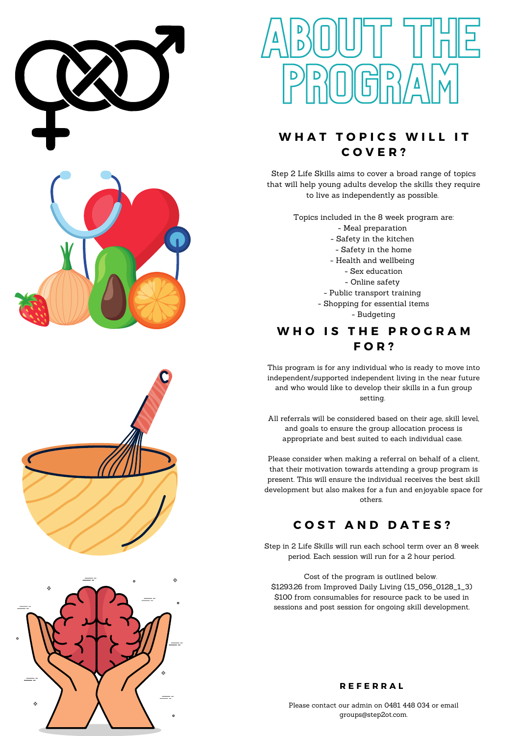# ABOUT THE PROGRAM

## WHAT TOPICS WILL IT COVER?

Step 2 Life Skills aims to cover a broad range of topics that will help young adults develop the skills they require to live as independently as possible.

Topics included in the 8 week program are:

- Meal preparation
- Safety in the kitchen
- Safety in the home
- Health and wellbeing
- Sex education
- Online safety
- Public transport training
- Shopping for essential items
- Budgeting

## WHO IS THE PROGRAM FOR?

This program is for any individual who is ready to move into independent/supported independent living in the near future and who would like to develop their skills in a fun group setting.

All referrals will be considered based on their age, skill level, and goals to ensure the group allocation process is appropriate and best suited to each individual case.

Please consider when making a referral on behalf of a client, that their motivation towards attending a group program is present. This will ensure the individual receives the best skill development but also makes for a fun and enjoyable space for others.

## COST AND DATES?

Step in 2 Life Skills will run each school term over an 8 week period. Each session will run for a 2 hour period.

Cost of the program is outlined below.
$1293.26 from Improved Daily Living (15_056_0128_1_3)
$100 from consumables for resource pack to be used in sessions and post session for ongoing skill development.

### REFERRAL

Please contact our admin on 0481 448 034 or email groups@step2ot.com.